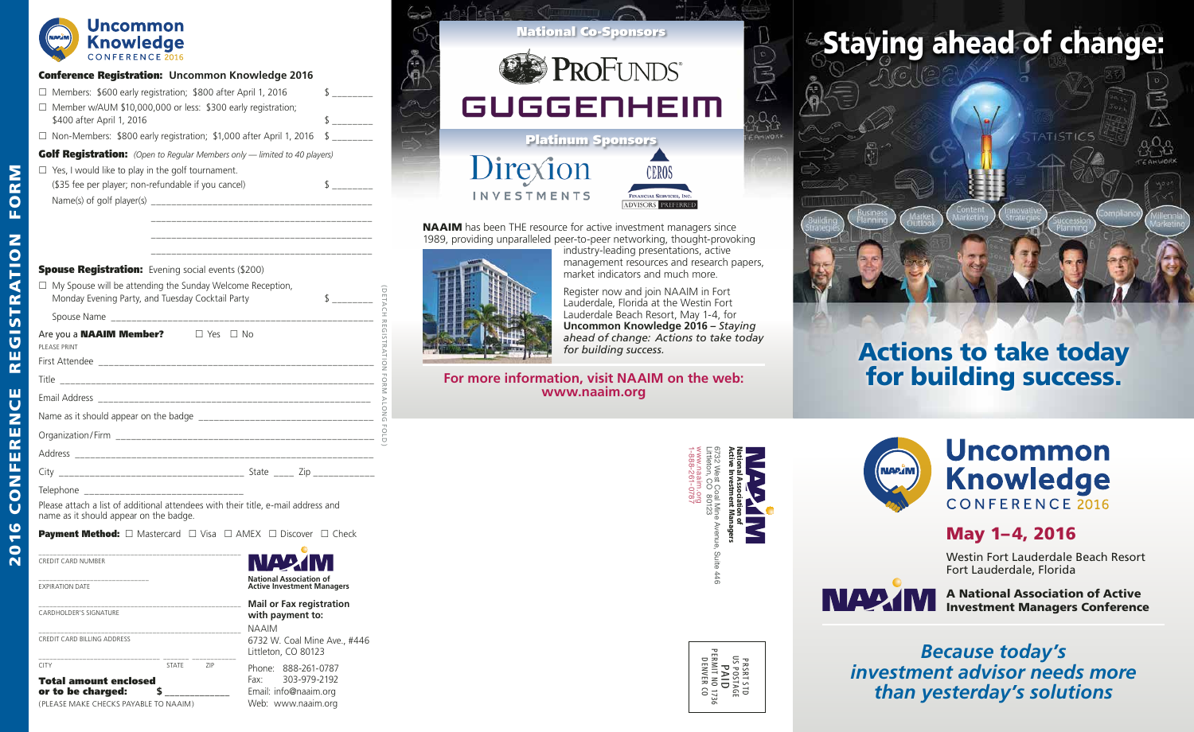# 2016 CONFERENCE REGISTRATION FORM

**Uncommon Knowledge** CONFERENCE 2016

## Conference Registration: Uncommon Knowledge 2016

☐ Members: $600 early registration; $800 after April 1, 2016 $ ________

☐ Member w/AUM $10,000,000 or less: $300 early registration; $400 after April 1, 2016 $ ________

☐ Non-Members: $800 early registration; $1,000 after April 1, 2016 $ ________

**Golf Registration:** *(Open to Regular Members only — limited to 40 players)*

☐ Yes, I would like to play in the golf tournament. ($35 fee per player; non-refundable if you cancel) $ ________

Name(s) of golf player(s) ____________________________________________

____________________________________________

____________________________________________

____________________________________________

**Spouse Registration:** Evening social events ($200)

☐ My Spouse will be attending the Sunday Welcome Reception, Monday Evening Party, and Tuesday Cocktail Party $ ________

Spouse Name ____________________________________________

Are you a **NAAIM Member?** ☐ Yes ☐ No

PLEASE PRINT

First Attendee ____________________________________________

Title ____________________________________________

Email Address ____________________________________________

Name as it should appear on the badge ____________________________________________

Organization/Firm ____________________________________________

Address ____________________________________________

City ____________________ State ____ Zip ____________

Telephone ____________________________

Please attach a list of additional attendees with their title, e-mail address and name as it should appear on the badge.

**Payment Method:** ☐ Mastercard ☐ Visa ☐ AMEX ☐ Discover ☐ Check

CREDIT CARD NUMBER ____________________________________________

EXPIRATION DATE ____________________

CARDHOLDER'S SIGNATURE ____________________________________________

CREDIT CARD BILLING ADDRESS ____________________________________________

CITY ____________ STATE ______ ZIP ______

**Total amount enclosed or to be charged:** $ ____________

(PLEASE MAKE CHECKS PAYABLE TO NAAIM)

NAAIM
National Association of Active Investment Managers

**Mail or Fax registration with payment to:**

NAAIM
6732 W. Coal Mine Ave., #446
Littleton, CO 80123

Phone: 888-261-0787
Fax: 303-979-2192
Email: info@naaim.org
Web: www.naaim.org

(DETACH REGISTRATION FORM ALONG FOLD)

## National Co-Sponsors

PROFUNDS

GUGGENHEIM

## Platinum Sponsors

Direxion INVESTMENTS

CEROS FINANCIAL SERVICES, INC. ADVISORS PREFERRED

**NAAIM** has been THE resource for active investment managers since 1989, providing unparalleled peer-to-peer networking, thought-provoking industry-leading presentations, active management resources and research papers, market indicators and much more.

Register now and join NAAIM in Fort Lauderdale, Florida at the Westin Fort Lauderdale Beach Resort, May 1-4, for **Uncommon Knowledge 2016** – *Staying ahead of change: Actions to take today for building success.*

**For more information, visit NAAIM on the web: www.naaim.org**

NAAIM
National Association of Active Investment Managers
6732 West Coal Mine Avenue, Suite 446
Littleton, CO 80123
www.naaim.org
1-888-261-0787

PRSRT STD
US POSTAGE
PAID
PERMIT NO 1736
DENVER CO

# Staying ahead of change:

Building Strategies · Business Planning · Market Outlook · Content Marketing · Innovative Strategies · Succession Planning · Compliance · Millennial Marketing

## Actions to take today for building success.

# Uncommon Knowledge
CONFERENCE 2016

## May 1–4, 2016

Westin Fort Lauderdale Beach Resort
Fort Lauderdale, Florida

**A National Association of Active Investment Managers Conference**

*Because today's investment advisor needs more than yesterday's solutions*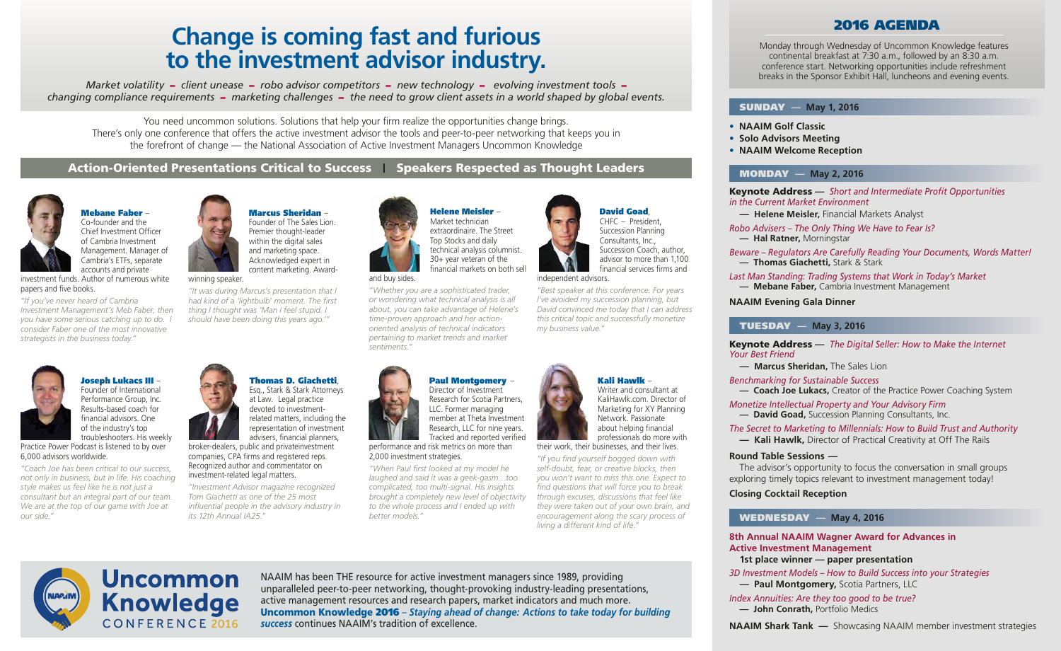# Change is coming fast and furious to the investment advisor industry.

*Market volatility – client unease – robo advisor competitors – new technology – evolving investment tools – changing compliance requirements – marketing challenges – the need to grow client assets in a world shaped by global events.*

You need uncommon solutions. Solutions that help your firm realize the opportunities change brings. There's only one conference that offers the active investment advisor the tools and peer-to-peer networking that keeps you in the forefront of change — the National Association of Active Investment Managers Uncommon Knowledge

## Action-Oriented Presentations Critical to Success | Speakers Respected as Thought Leaders

**Mebane Faber** – Co-founder and the Chief Investment Officer of Cambria Investment Management. Manager of Cambria's ETFs, separate accounts and private investment funds. Author of numerous white papers and five books.

*"If you've never heard of Cambria Investment Management's Meb Faber, then you have some serious catching up to do. I consider Faber one of the most innovative strategists in the business today."*

**Marcus Sheridan** – Founder of The Sales Lion. Premier thought-leader within the digital sales and marketing space. Acknowledged expert in content marketing. Award-winning speaker.

*"It was during Marcus's presentation that I had kind of a 'lightbulb' moment. The first thing I thought was 'Man I feel stupid. I should have been doing this years ago.'"*

**Helene Meisler** – Market technician extraordinaire. The Street Top Stocks and daily technical analysis columnist. 30+ year veteran of the financial markets on both sell and buy sides.

*"Whether you are a sophisticated trader, or wondering what technical analysis is all about, you can take advantage of Helene's time-proven approach and her action-oriented analysis of technical indicators pertaining to market trends and market sentiments."*

**David Goad**, CHFC – President, Succession Planning Consultants, Inc., Succession Coach, author, advisor to more than 1,100 financial services firms and independent advisors.

*"Best speaker at this conference. For years I've avoided my succession planning, but David convinced me today that I can address this critical topic and successfully monetize my business value."*

**Joseph Lukacs III** – Founder of International Performance Group, Inc. Results-based coach for financial advisors. One of the industry's top troubleshooters. His weekly Practice Power Podcast is listened to by over 6,000 advisors worldwide.

*"Coach Joe has been critical to our success, not only in business, but in life. His coaching style makes us feel like he is not just a consultant but an integral part of our team. We are at the top of our game with Joe at our side."*

**Thomas D. Giachetti**, Esq., Stark & Stark Attorneys at Law. Legal practice devoted to investment-related matters, including the representation of investment advisers, financial planners, broker-dealers, public and privateinvestment companies, CPA firms and registered reps. Recognized author and commentator on investment-related legal matters.

*"Investment Advisor magazine recognized Tom Giachetti as one of the 25 most influential people in the advisory industry in its 12th Annual IA25."*

**Paul Montgomery** – Director of Investment Research for Scotia Partners, LLC. Former managing member at Theta Investment Research, LLC for nine years. Tracked and reported verified performance and risk metrics on more than 2,000 investment strategies.

*"When Paul first looked at my model he laughed and said it was a geek-gasm…too complicated, too multi-signal. His insights brought a completely new level of objectivity to the whole process and I ended up with better models."*

**Kali Hawlk** – Writer and consultant at KaliHawlk.com. Director of Marketing for XY Planning Network. Passionate about helping financial professionals do more with their work, their businesses, and their lives.

*"If you find yourself bogged down with self-doubt, fear, or creative blocks, then you won't want to miss this one. Expect to find questions that will force you to break through excuses, discussions that feel like they were taken out of your own brain, and encouragement along the scary process of living a different kind of life."*

**Uncommon Knowledge CONFERENCE 2016**

NAAIM has been THE resource for active investment managers since 1989, providing unparalleled peer-to-peer networking, thought-provoking industry-leading presentations, active management resources and research papers, market indicators and much more. **Uncommon Knowledge 2016** – ***Staying ahead of change: Actions to take today for building success*** continues NAAIM's tradition of excellence.

## 2016 AGENDA

Monday through Wednesday of Uncommon Knowledge features continental breakfast at 7:30 a.m., followed by an 8:30 a.m. conference start. Networking opportunities include refreshment breaks in the Sponsor Exhibit Hall, luncheons and evening events.

### SUNDAY — May 1, 2016

- **NAAIM Golf Classic**
- **Solo Advisors Meeting**
- **NAAIM Welcome Reception**

### MONDAY — May 2, 2016

**Keynote Address —** *Short and Intermediate Profit Opportunities in the Current Market Environment*
— **Helene Meisler,** Financial Markets Analyst

*Robo Advisers – The Only Thing We Have to Fear Is?*
— **Hal Ratner,** Morningstar

*Beware – Regulators Are Carefully Reading Your Documents, Words Matter!*
— **Thomas Giachetti,** Stark & Stark

*Last Man Standing: Trading Systems that Work in Today's Market*
— **Mebane Faber,** Cambria Investment Management

**NAAIM Evening Gala Dinner**

### TUESDAY — May 3, 2016

**Keynote Address —** *The Digital Seller: How to Make the Internet Your Best Friend*
— **Marcus Sheridan,** The Sales Lion

*Benchmarking for Sustainable Success*
— **Coach Joe Lukacs,** Creator of the Practice Power Coaching System

*Monetize Intellectual Property and Your Advisory Firm*
— **David Goad,** Succession Planning Consultants, Inc.

*The Secret to Marketing to Millennials: How to Build Trust and Authority*
— **Kali Hawlk,** Director of Practical Creativity at Off The Rails

**Round Table Sessions —**
The advisor's opportunity to focus the conversation in small groups exploring timely topics relevant to investment management today!

**Closing Cocktail Reception**

### WEDNESDAY — May 4, 2016

**8th Annual NAAIM Wagner Award for Advances in Active Investment Management**
**1st place winner — paper presentation**

*3D Investment Models – How to Build Success into your Strategies*
— **Paul Montgomery,** Scotia Partners, LLC

*Index Annuities: Are they too good to be true?*
— **John Conrath,** Portfolio Medics

**NAAIM Shark Tank —** Showcasing NAAIM member investment strategies